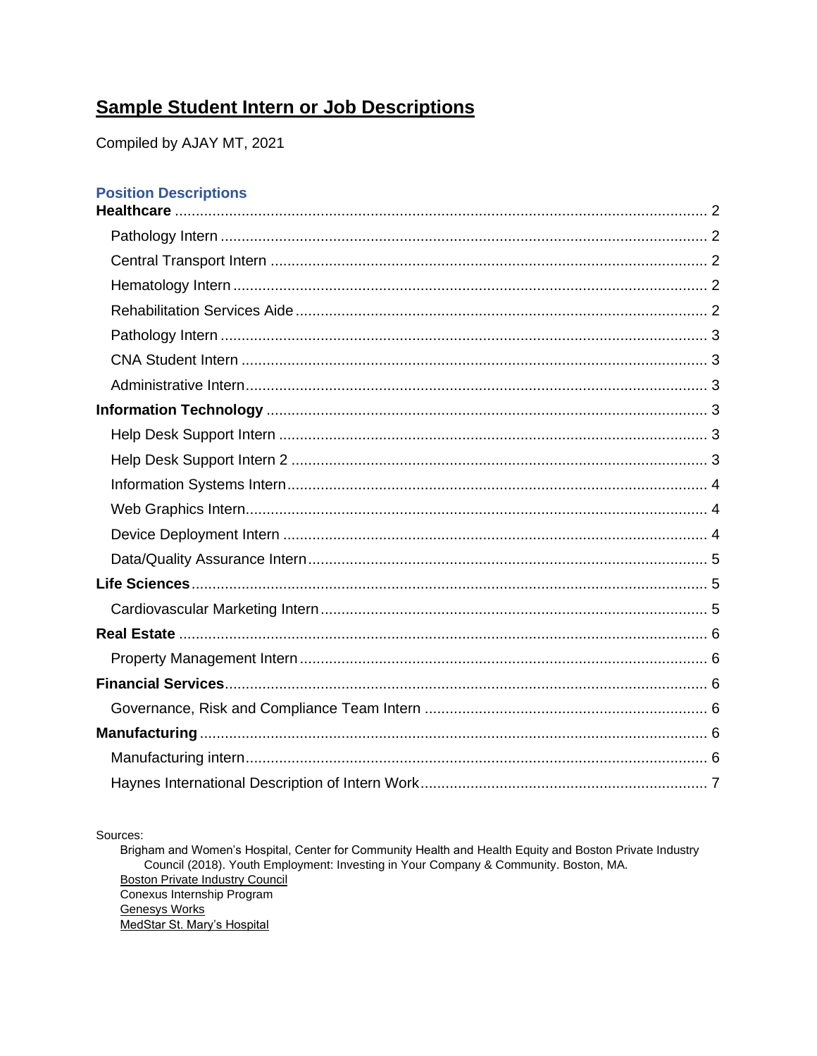# Sample Student Intern or Job Descriptions

Compiled by AJAY MT, 2021

### Position Descriptions

**Healthcare** ........ 2
- Pathology Intern ........ 2
- Central Transport Intern ........ 2
- Hematology Intern ........ 2
- Rehabilitation Services Aide ........ 2
- Pathology Intern ........ 3
- CNA Student Intern ........ 3
- Administrative Intern ........ 3

**Information Technology** ........ 3
- Help Desk Support Intern ........ 3
- Help Desk Support Intern 2 ........ 3
- Information Systems Intern ........ 4
- Web Graphics Intern ........ 4
- Device Deployment Intern ........ 4
- Data/Quality Assurance Intern ........ 5

**Life Sciences** ........ 5
- Cardiovascular Marketing Intern ........ 5

**Real Estate** ........ 6
- Property Management Intern ........ 6

**Financial Services** ........ 6
- Governance, Risk and Compliance Team Intern ........ 6

**Manufacturing** ........ 6
- Manufacturing intern ........ 6
- Haynes International Description of Intern Work ........ 7

Sources:

Brigham and Women's Hospital, Center for Community Health and Health Equity and Boston Private Industry Council (2018). Youth Employment: Investing in Your Company & Community. Boston, MA.
Boston Private Industry Council
Conexus Internship Program
Genesys Works
MedStar St. Mary's Hospital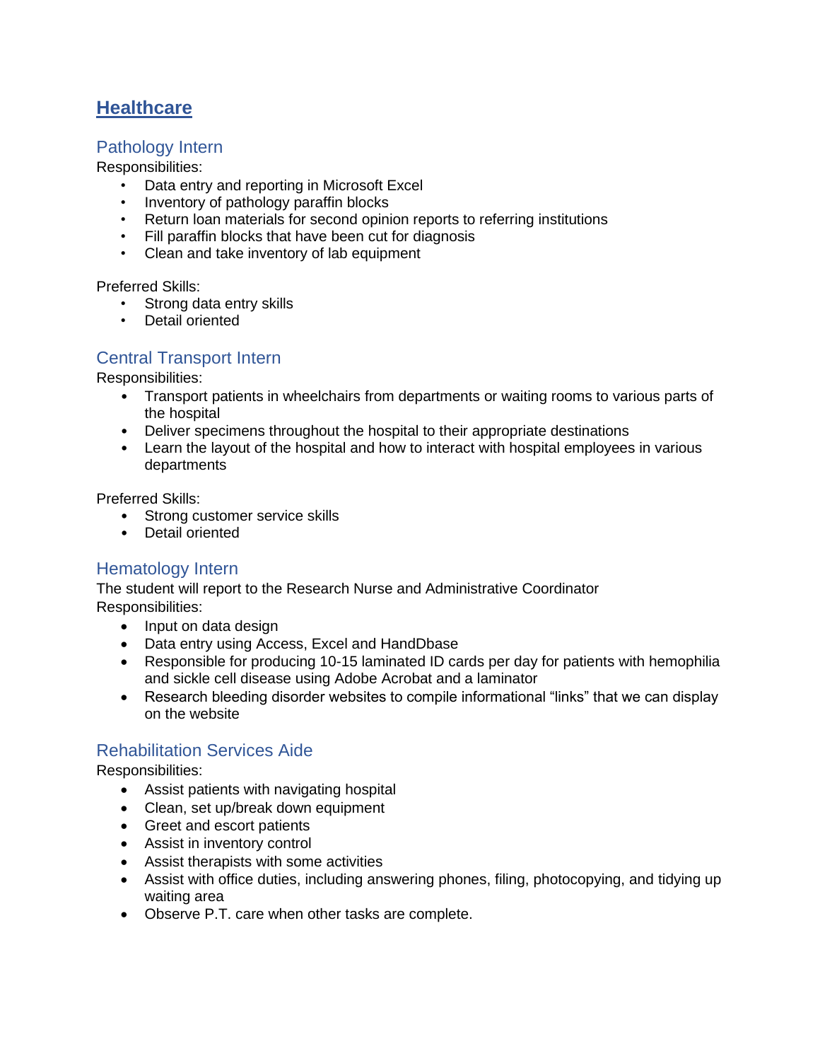## Healthcare

### Pathology Intern

Responsibilities:

- Data entry and reporting in Microsoft Excel
- Inventory of pathology paraffin blocks
- Return loan materials for second opinion reports to referring institutions
- Fill paraffin blocks that have been cut for diagnosis
- Clean and take inventory of lab equipment

Preferred Skills:

- Strong data entry skills
- Detail oriented

### Central Transport Intern

Responsibilities:

- Transport patients in wheelchairs from departments or waiting rooms to various parts of the hospital
- Deliver specimens throughout the hospital to their appropriate destinations
- Learn the layout of the hospital and how to interact with hospital employees in various departments

Preferred Skills:

- Strong customer service skills
- Detail oriented

### Hematology Intern

The student will report to the Research Nurse and Administrative Coordinator

Responsibilities:

- Input on data design
- Data entry using Access, Excel and HandDbase
- Responsible for producing 10-15 laminated ID cards per day for patients with hemophilia and sickle cell disease using Adobe Acrobat and a laminator
- Research bleeding disorder websites to compile informational "links" that we can display on the website

### Rehabilitation Services Aide

Responsibilities:

- Assist patients with navigating hospital
- Clean, set up/break down equipment
- Greet and escort patients
- Assist in inventory control
- Assist therapists with some activities
- Assist with office duties, including answering phones, filing, photocopying, and tidying up waiting area
- Observe P.T. care when other tasks are complete.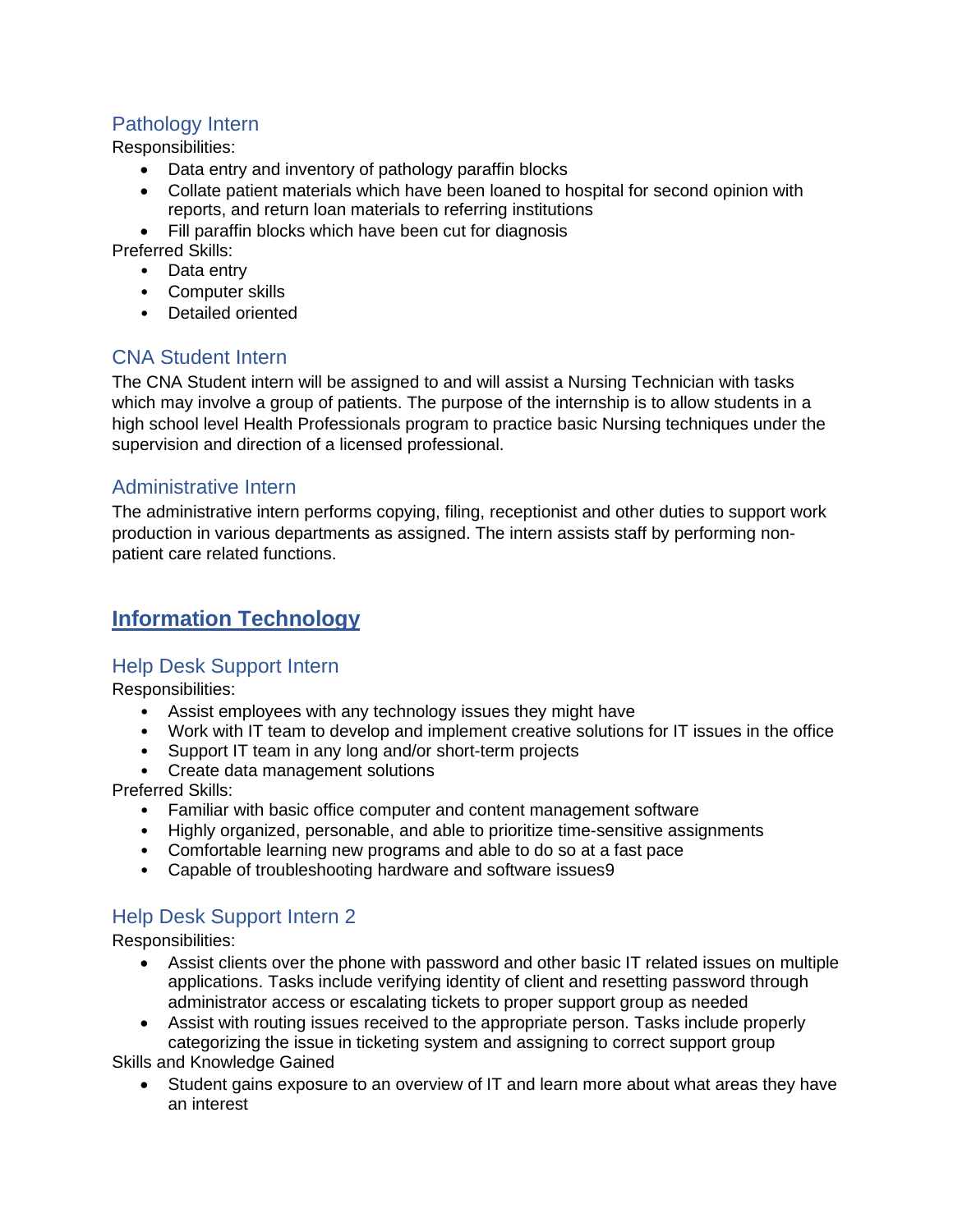### Pathology Intern

Responsibilities:

- Data entry and inventory of pathology paraffin blocks
- Collate patient materials which have been loaned to hospital for second opinion with reports, and return loan materials to referring institutions
- Fill paraffin blocks which have been cut for diagnosis

Preferred Skills:

- Data entry
- Computer skills
- Detailed oriented

### CNA Student Intern

The CNA Student intern will be assigned to and will assist a Nursing Technician with tasks which may involve a group of patients. The purpose of the internship is to allow students in a high school level Health Professionals program to practice basic Nursing techniques under the supervision and direction of a licensed professional.

### Administrative Intern

The administrative intern performs copying, filing, receptionist and other duties to support work production in various departments as assigned. The intern assists staff by performing non-patient care related functions.

## Information Technology

### Help Desk Support Intern

Responsibilities:

- Assist employees with any technology issues they might have
- Work with IT team to develop and implement creative solutions for IT issues in the office
- Support IT team in any long and/or short-term projects
- Create data management solutions

Preferred Skills:

- Familiar with basic office computer and content management software
- Highly organized, personable, and able to prioritize time-sensitive assignments
- Comfortable learning new programs and able to do so at a fast pace
- Capable of troubleshooting hardware and software issues9

### Help Desk Support Intern 2

Responsibilities:

- Assist clients over the phone with password and other basic IT related issues on multiple applications. Tasks include verifying identity of client and resetting password through administrator access or escalating tickets to proper support group as needed
- Assist with routing issues received to the appropriate person. Tasks include properly categorizing the issue in ticketing system and assigning to correct support group

Skills and Knowledge Gained

- Student gains exposure to an overview of IT and learn more about what areas they have an interest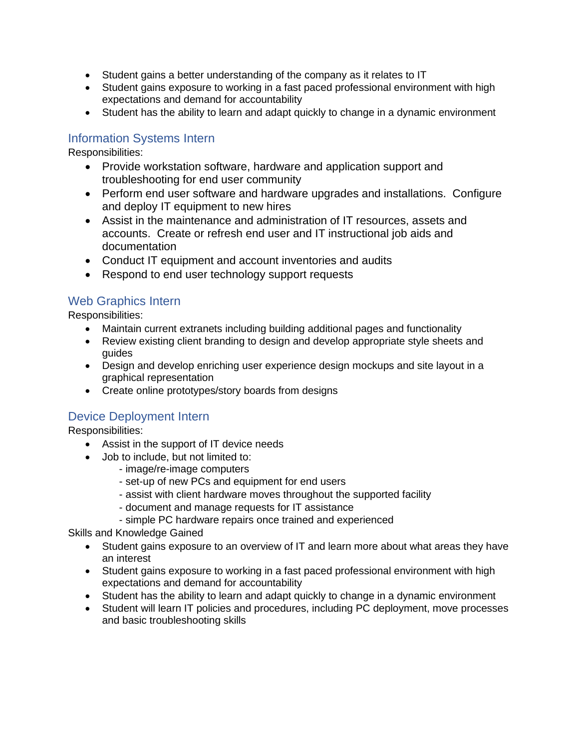- Student gains a better understanding of the company as it relates to IT
- Student gains exposure to working in a fast paced professional environment with high expectations and demand for accountability
- Student has the ability to learn and adapt quickly to change in a dynamic environment

## Information Systems Intern

Responsibilities:

- Provide workstation software, hardware and application support and troubleshooting for end user community
- Perform end user software and hardware upgrades and installations. Configure and deploy IT equipment to new hires
- Assist in the maintenance and administration of IT resources, assets and accounts. Create or refresh end user and IT instructional job aids and documentation
- Conduct IT equipment and account inventories and audits
- Respond to end user technology support requests

## Web Graphics Intern

Responsibilities:

- Maintain current extranets including building additional pages and functionality
- Review existing client branding to design and develop appropriate style sheets and guides
- Design and develop enriching user experience design mockups and site layout in a graphical representation
- Create online prototypes/story boards from designs

## Device Deployment Intern

Responsibilities:

- Assist in the support of IT device needs
- Job to include, but not limited to:
  - image/re-image computers
  - set-up of new PCs and equipment for end users
  - assist with client hardware moves throughout the supported facility
  - document and manage requests for IT assistance
  - simple PC hardware repairs once trained and experienced

Skills and Knowledge Gained

- Student gains exposure to an overview of IT and learn more about what areas they have an interest
- Student gains exposure to working in a fast paced professional environment with high expectations and demand for accountability
- Student has the ability to learn and adapt quickly to change in a dynamic environment
- Student will learn IT policies and procedures, including PC deployment, move processes and basic troubleshooting skills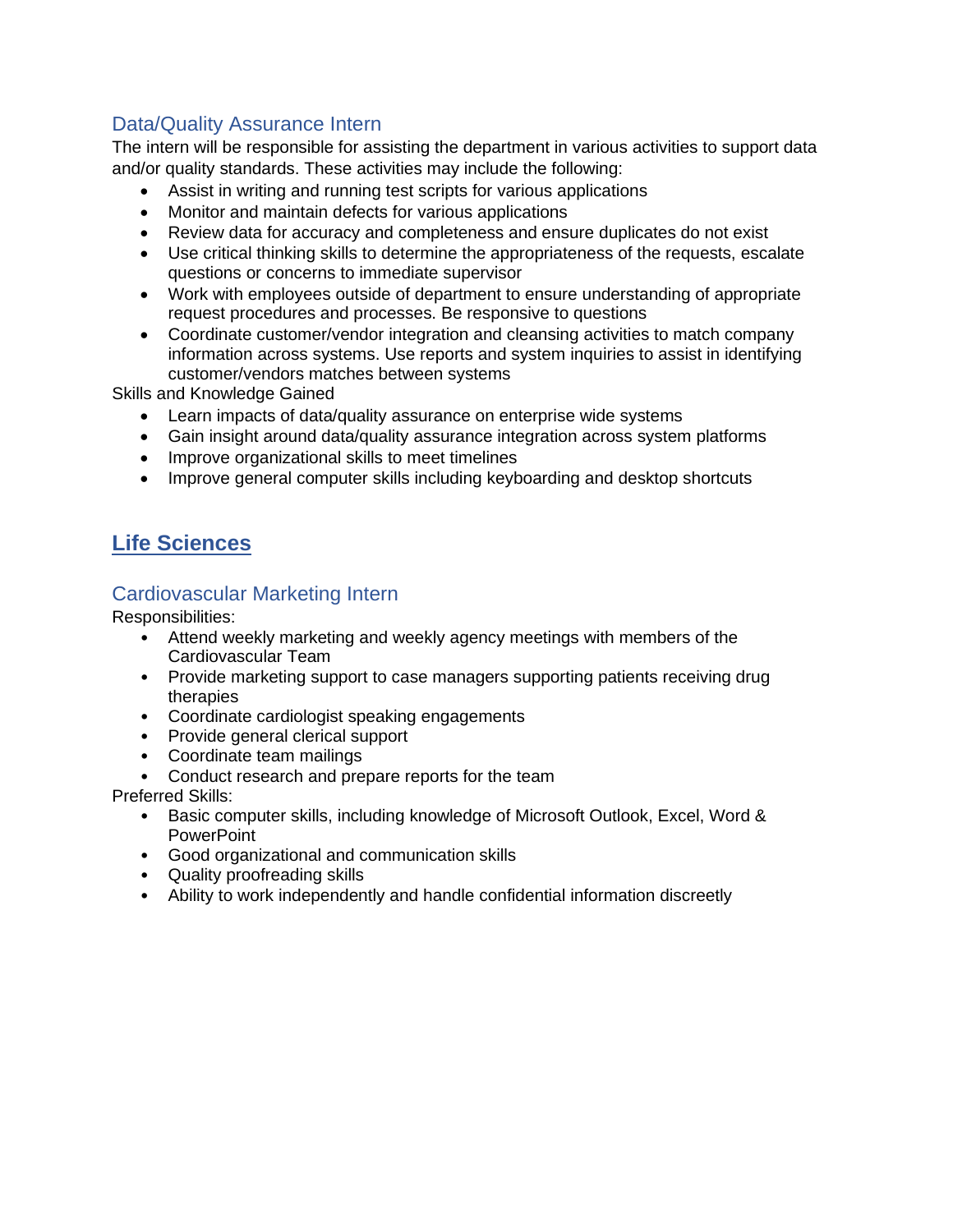### Data/Quality Assurance Intern

The intern will be responsible for assisting the department in various activities to support data and/or quality standards. These activities may include the following:

- Assist in writing and running test scripts for various applications
- Monitor and maintain defects for various applications
- Review data for accuracy and completeness and ensure duplicates do not exist
- Use critical thinking skills to determine the appropriateness of the requests, escalate questions or concerns to immediate supervisor
- Work with employees outside of department to ensure understanding of appropriate request procedures and processes. Be responsive to questions
- Coordinate customer/vendor integration and cleansing activities to match company information across systems. Use reports and system inquiries to assist in identifying customer/vendors matches between systems

Skills and Knowledge Gained

- Learn impacts of data/quality assurance on enterprise wide systems
- Gain insight around data/quality assurance integration across system platforms
- Improve organizational skills to meet timelines
- Improve general computer skills including keyboarding and desktop shortcuts

## Life Sciences

### Cardiovascular Marketing Intern

Responsibilities:

- Attend weekly marketing and weekly agency meetings with members of the Cardiovascular Team
- Provide marketing support to case managers supporting patients receiving drug therapies
- Coordinate cardiologist speaking engagements
- Provide general clerical support
- Coordinate team mailings
- Conduct research and prepare reports for the team

Preferred Skills:

- Basic computer skills, including knowledge of Microsoft Outlook, Excel, Word & PowerPoint
- Good organizational and communication skills
- Quality proofreading skills
- Ability to work independently and handle confidential information discreetly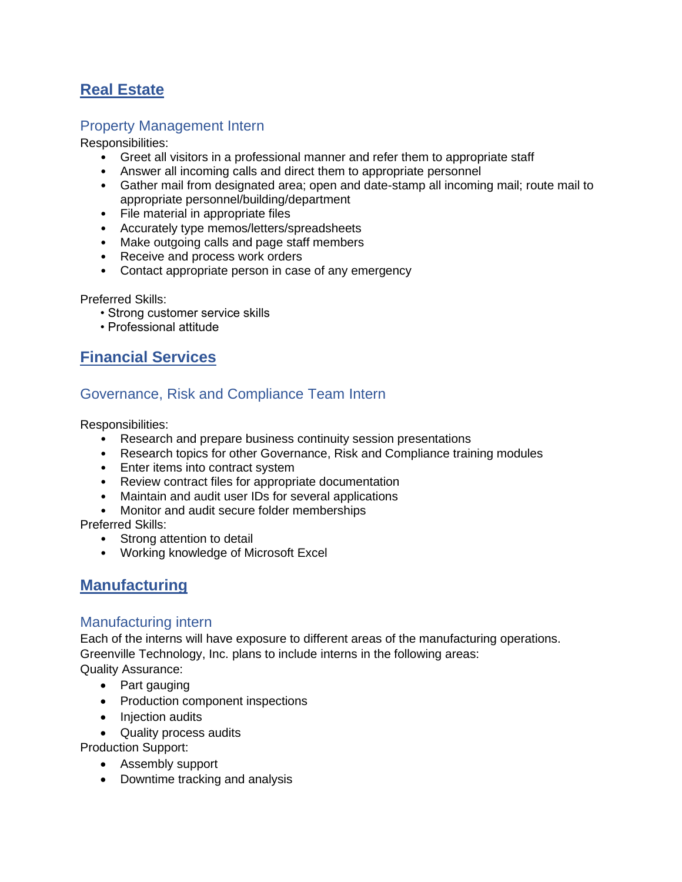## Real Estate

### Property Management Intern

Responsibilities:

- Greet all visitors in a professional manner and refer them to appropriate staff
- Answer all incoming calls and direct them to appropriate personnel
- Gather mail from designated area; open and date-stamp all incoming mail; route mail to appropriate personnel/building/department
- File material in appropriate files
- Accurately type memos/letters/spreadsheets
- Make outgoing calls and page staff members
- Receive and process work orders
- Contact appropriate person in case of any emergency

Preferred Skills:

- Strong customer service skills
- Professional attitude

## Financial Services

### Governance, Risk and Compliance Team Intern

Responsibilities:

- Research and prepare business continuity session presentations
- Research topics for other Governance, Risk and Compliance training modules
- Enter items into contract system
- Review contract files for appropriate documentation
- Maintain and audit user IDs for several applications
- Monitor and audit secure folder memberships

Preferred Skills:

- Strong attention to detail
- Working knowledge of Microsoft Excel

## Manufacturing

### Manufacturing intern

Each of the interns will have exposure to different areas of the manufacturing operations. Greenville Technology, Inc. plans to include interns in the following areas:

Quality Assurance:

- Part gauging
- Production component inspections
- Injection audits
- Quality process audits

Production Support:

- Assembly support
- Downtime tracking and analysis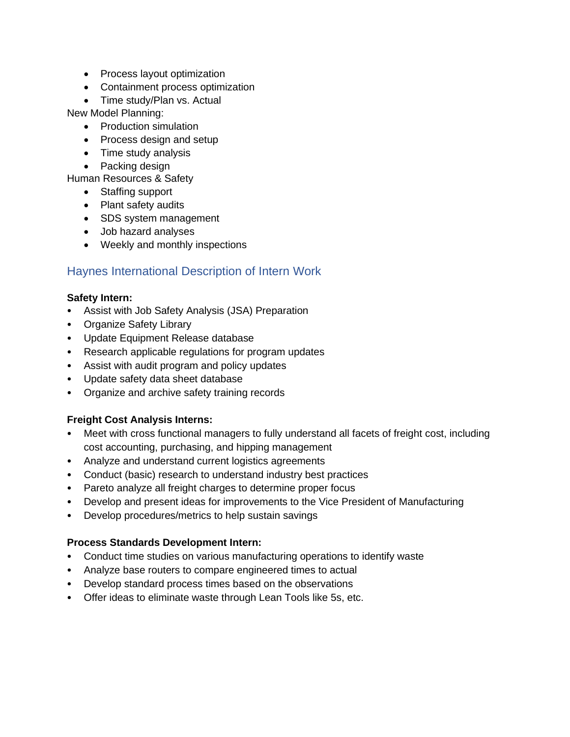- Process layout optimization
- Containment process optimization
- Time study/Plan vs. Actual

New Model Planning:

- Production simulation
- Process design and setup
- Time study analysis
- Packing design

Human Resources & Safety

- Staffing support
- Plant safety audits
- SDS system management
- Job hazard analyses
- Weekly and monthly inspections

## Haynes International Description of Intern Work

**Safety Intern:**

- Assist with Job Safety Analysis (JSA) Preparation
- Organize Safety Library
- Update Equipment Release database
- Research applicable regulations for program updates
- Assist with audit program and policy updates
- Update safety data sheet database
- Organize and archive safety training records

**Freight Cost Analysis Interns:**

- Meet with cross functional managers to fully understand all facets of freight cost, including cost accounting, purchasing, and hipping management
- Analyze and understand current logistics agreements
- Conduct (basic) research to understand industry best practices
- Pareto analyze all freight charges to determine proper focus
- Develop and present ideas for improvements to the Vice President of Manufacturing
- Develop procedures/metrics to help sustain savings

**Process Standards Development Intern:**

- Conduct time studies on various manufacturing operations to identify waste
- Analyze base routers to compare engineered times to actual
- Develop standard process times based on the observations
- Offer ideas to eliminate waste through Lean Tools like 5s, etc.